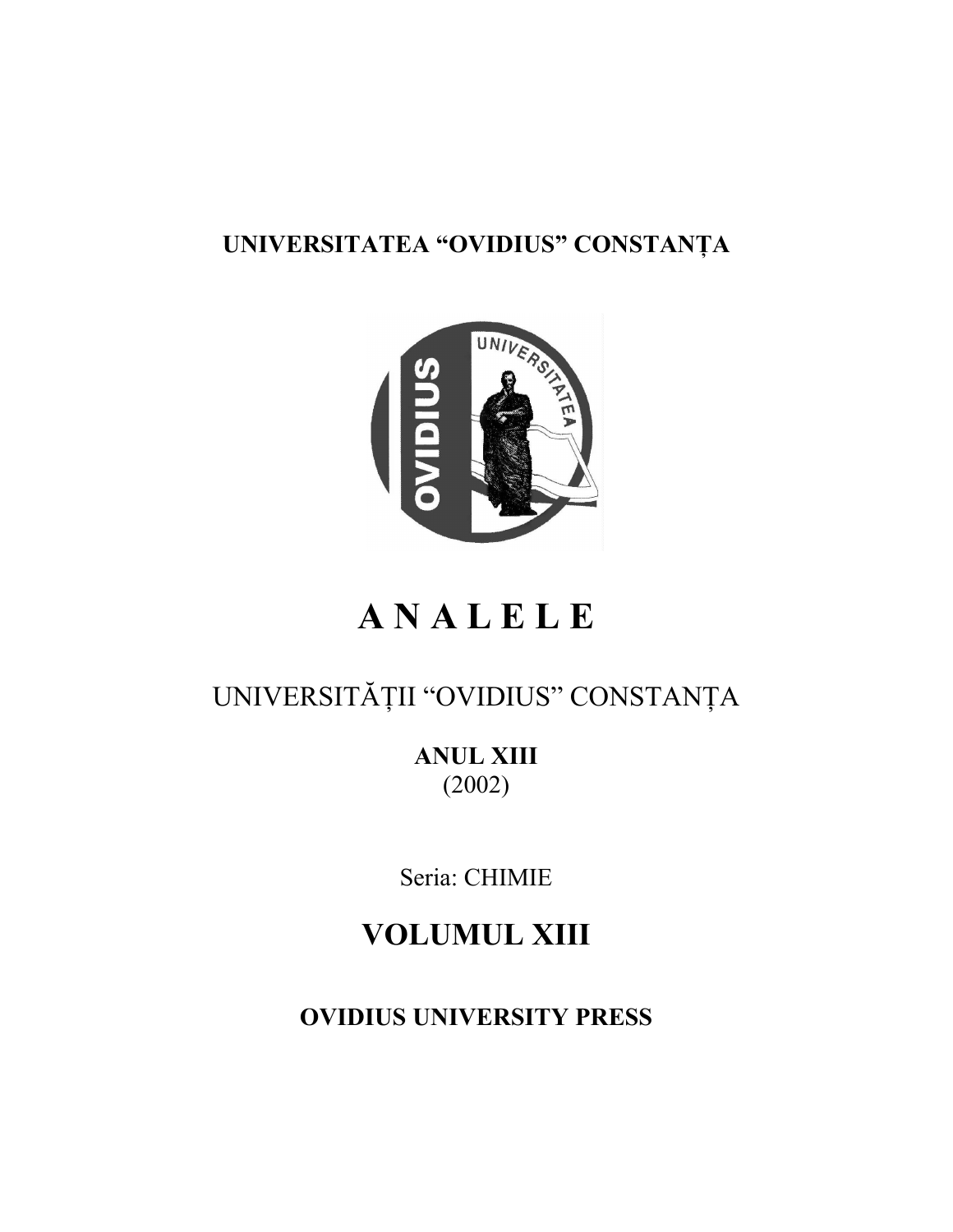**UNIVERSITATEA "OVIDIUS" CONSTANȚA**

# A N A L E L E

## UNIVERSITĂȚII "OVIDIUS" CONSTANȚA

**ANUL XIII**
(2002)

Seria: CHIMIE

## VOLUMUL XIII

**OVIDIUS UNIVERSITY PRESS**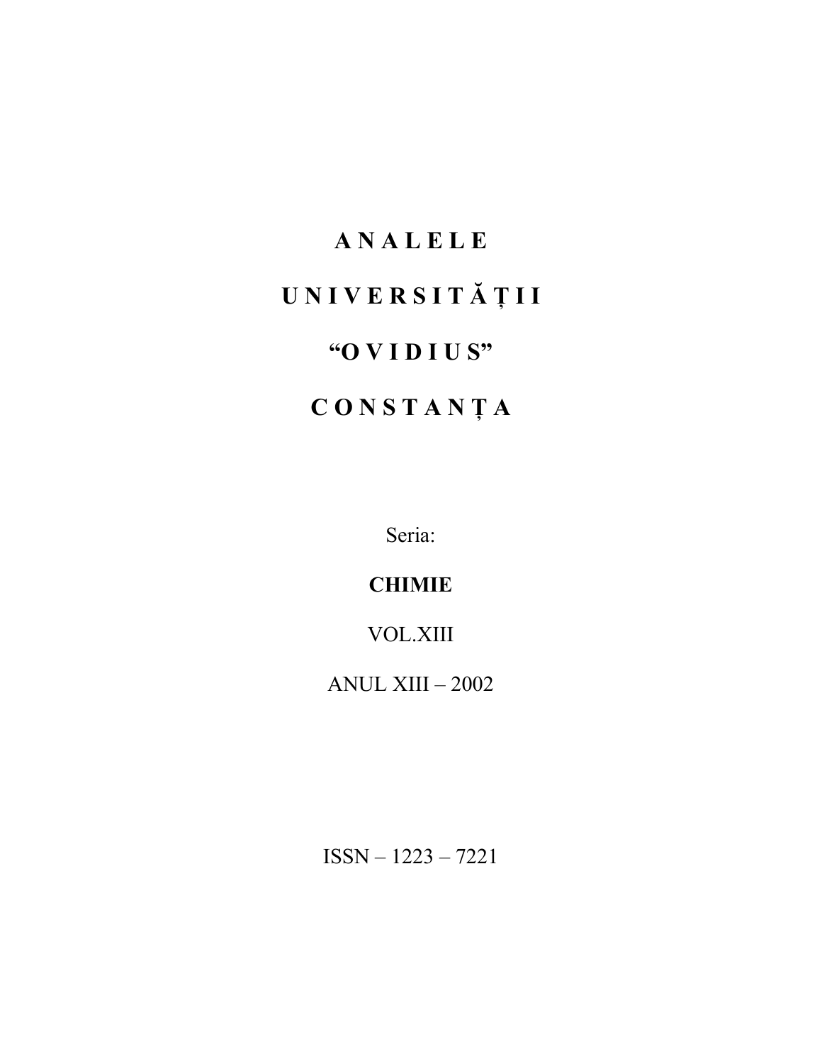# A N A L E L E

# U N I V E R S I T Ă Ț I I

# "O V I D I U S"

# C O N S T A N Ț A

Seria:

**CHIMIE**

VOL.XIII

ANUL XIII – 2002

ISSN – 1223 – 7221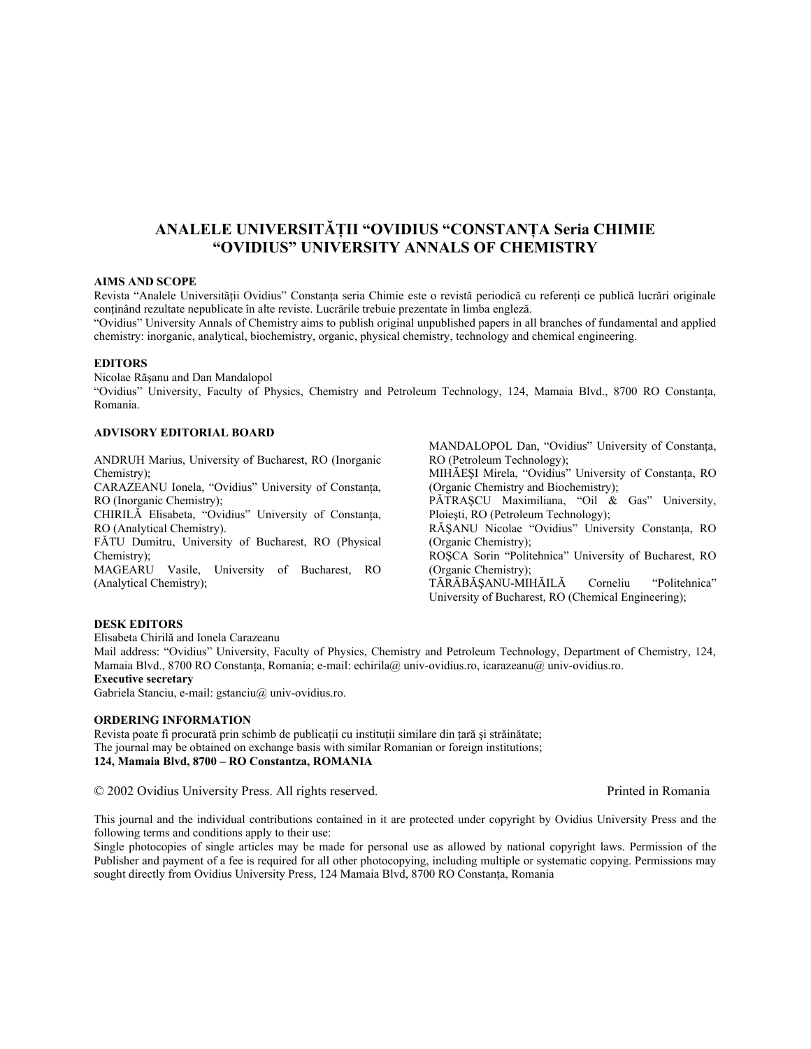# ANALELE UNIVERSITĂȚII "OVIDIUS "CONSTANȚA Seria CHIMIE
# "OVIDIUS" UNIVERSITY ANNALS OF CHEMISTRY

**AIMS AND SCOPE**

Revista "Analele Universității Ovidius" Constanța seria Chimie este o revistă periodică cu referenți ce publică lucrări originale conținând rezultate nepublicate în alte reviste. Lucrările trebuie prezentate în limba engleză.

"Ovidius" University Annals of Chemistry aims to publish original unpublished papers in all branches of fundamental and applied chemistry: inorganic, analytical, biochemistry, organic, physical chemistry, technology and chemical engineering.

**EDITORS**

Nicolae Rășanu and Dan Mandalopol

"Ovidius" University, Faculty of Physics, Chemistry and Petroleum Technology, 124, Mamaia Blvd., 8700 RO Constanța, Romania.

**ADVISORY EDITORIAL BOARD**

ANDRUH Marius, University of Bucharest, RO (Inorganic Chemistry);
CARAZEANU Ionela, "Ovidius" University of Constanța, RO (Inorganic Chemistry);
CHIRILĂ Elisabeta, "Ovidius" University of Constanța, RO (Analytical Chemistry).
FĂTU Dumitru, University of Bucharest, RO (Physical Chemistry);
MAGEARU Vasile, University of Bucharest, RO (Analytical Chemistry);
MANDALOPOL Dan, "Ovidius" University of Constanța, RO (Petroleum Technology);
MIHĂEȘI Mirela, "Ovidius" University of Constanța, RO (Organic Chemistry and Biochemistry);
PĂTRAȘCU Maximiliana, "Oil & Gas" University, Ploiești, RO (Petroleum Technology);
RĂȘANU Nicolae "Ovidius" University Constanța, RO (Organic Chemistry);
ROȘCA Sorin "Politehnica" University of Bucharest, RO (Organic Chemistry);
TĂRĂBĂȘANU-MIHĂILĂ Corneliu "Politehnica" University of Bucharest, RO (Chemical Engineering);

**DESK EDITORS**

Elisabeta Chirilă and Ionela Carazeanu

Mail address: "Ovidius" University, Faculty of Physics, Chemistry and Petroleum Technology, Department of Chemistry, 124, Mamaia Blvd., 8700 RO Constanța, Romania; e-mail: echirila@ univ-ovidius.ro, icarazeanu@ univ-ovidius.ro.

**Executive secretary**

Gabriela Stanciu, e-mail: gstanciu@ univ-ovidius.ro.

**ORDERING INFORMATION**

Revista poate fi procurată prin schimb de publicații cu instituții similare din țară și străinătate;
The journal may be obtained on exchange basis with similar Romanian or foreign institutions;
**124, Mamaia Blvd, 8700 – RO Constantza, ROMANIA**

© 2002 Ovidius University Press. All rights reserved. Printed in Romania

This journal and the individual contributions contained in it are protected under copyright by Ovidius University Press and the following terms and conditions apply to their use:
Single photocopies of single articles may be made for personal use as allowed by national copyright laws. Permission of the Publisher and payment of a fee is required for all other photocopying, including multiple or systematic copying. Permissions may sought directly from Ovidius University Press, 124 Mamaia Blvd, 8700 RO Constanța, Romania